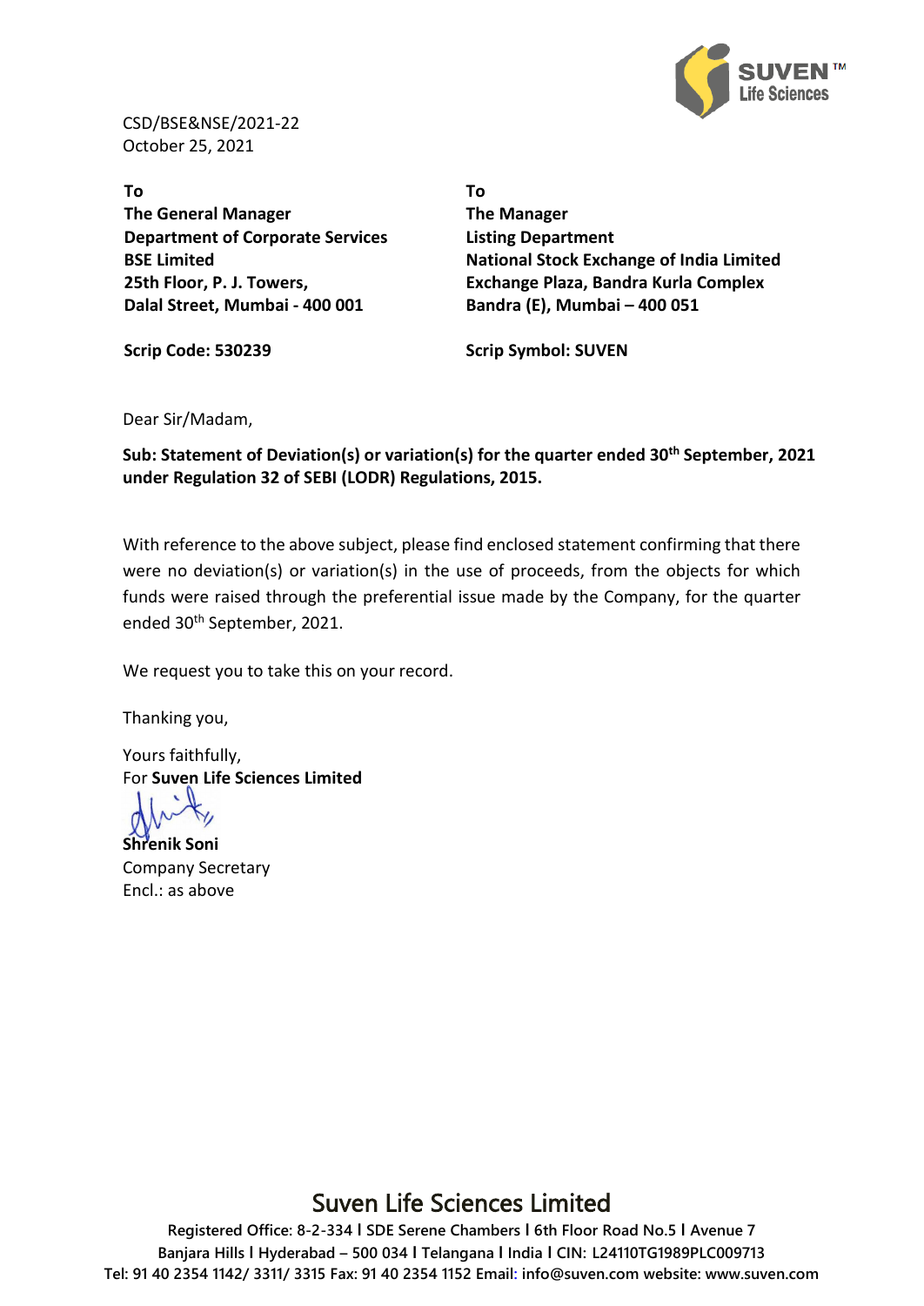CSD/BSE&NSE/2021-22
October 25, 2021

| To | To |
|---|---|
| **The General Manager** | **The Manager** |
| **Department of Corporate Services** | **Listing Department** |
| **BSE Limited** | **National Stock Exchange of India Limited** |
| **25th Floor, P. J. Towers,** | **Exchange Plaza, Bandra Kurla Complex** |
| **Dalal Street, Mumbai - 400 001** | **Bandra (E), Mumbai – 400 051** |
| **Scrip Code: 530239** | **Scrip Symbol: SUVEN** |

Dear Sir/Madam,

**Sub: Statement of Deviation(s) or variation(s) for the quarter ended 30th September, 2021 under Regulation 32 of SEBI (LODR) Regulations, 2015.**

With reference to the above subject, please find enclosed statement confirming that there were no deviation(s) or variation(s) in the use of proceeds, from the objects for which funds were raised through the preferential issue made by the Company, for the quarter ended 30th September, 2021.

We request you to take this on your record.

Thanking you,

Yours faithfully,
For **Suven Life Sciences Limited**

**Shrenik Soni**
Company Secretary
Encl.: as above

## Suven Life Sciences Limited

**Registered Office: 8-2-334 I SDE Serene Chambers I 6th Floor Road No.5 I Avenue 7**
**Banjara Hills I Hyderabad – 500 034 I Telangana I India I CIN: L24110TG1989PLC009713**
**Tel: 91 40 2354 1142/ 3311/ 3315 Fax: 91 40 2354 1152 Email: info@suven.com website: www.suven.com**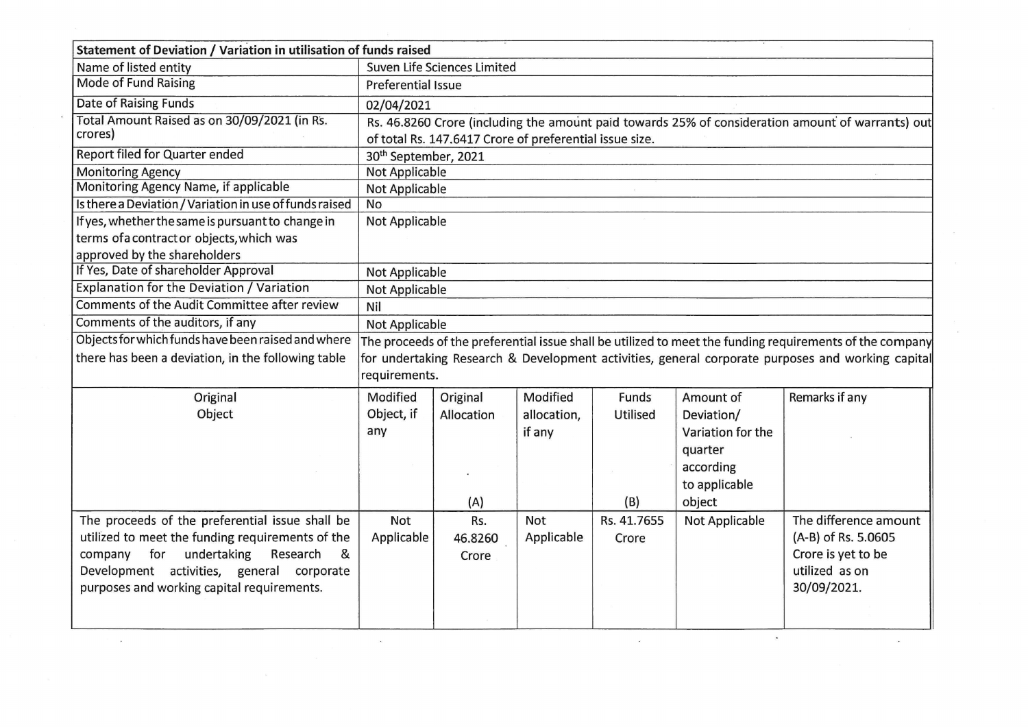| Statement of Deviation / Variation in utilisation of funds raised | | | | | | |
|---|---|---|---|---|---|---|
| Name of listed entity | Suven Life Sciences Limited | | | | | |
| Mode of Fund Raising | Preferential Issue | | | | | |
| Date of Raising Funds | 02/04/2021 | | | | | |
| Total Amount Raised as on 30/09/2021 (in Rs. crores) | Rs. 46.8260 Crore (including the amount paid towards 25% of consideration amount of warrants) out of total Rs. 147.6417 Crore of preferential issue size. | | | | | |
| Report filed for Quarter ended | 30th September, 2021 | | | | | |
| Monitoring Agency | Not Applicable | | | | | |
| Monitoring Agency Name, if applicable | Not Applicable | | | | | |
| Is there a Deviation / Variation in use of funds raised | No | | | | | |
| If yes, whether the same is pursuant to change in terms of a contract or objects, which was approved by the shareholders | Not Applicable | | | | | |
| If Yes, Date of shareholder Approval | Not Applicable | | | | | |
| Explanation for the Deviation / Variation | Not Applicable | | | | | |
| Comments of the Audit Committee after review | Nil | | | | | |
| Comments of the auditors, if any | Not Applicable | | | | | |
| Objects for which funds have been raised and where there has been a deviation, in the following table | The proceeds of the preferential issue shall be utilized to meet the funding requirements of the company for undertaking Research & Development activities, general corporate purposes and working capital requirements. | | | | | |
| Original Object | Modified Object, if any | Original Allocation (A) | Modified allocation, if any | Funds Utilised (B) | Amount of Deviation/ Variation for the quarter according to applicable object | Remarks if any |
| The proceeds of the preferential issue shall be utilized to meet the funding requirements of the company for undertaking Research & Development activities, general corporate purposes and working capital requirements. | Not Applicable | Rs. 46.8260 Crore | Not Applicable | Rs. 41.7655 Crore | Not Applicable | The difference amount (A-B) of Rs. 5.0605 Crore is yet to be utilized as on 30/09/2021. |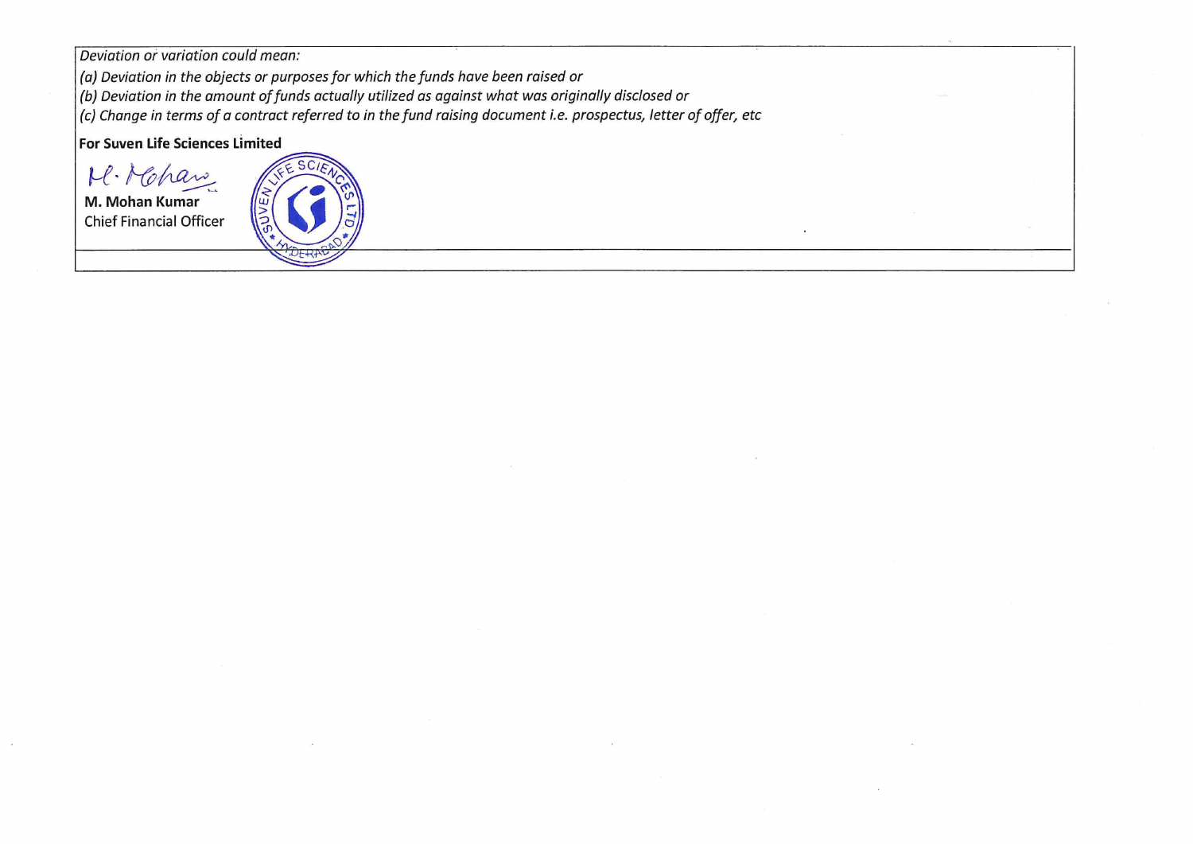*Deviation or variation could mean:*

*(a) Deviation in the objects or purposes for which the funds have been raised or*

*(b) Deviation in the amount of funds actually utilized as against what was originally disclosed or*

*(c) Change in terms of a contract referred to in the fund raising document i.e. prospectus, letter of offer, etc*

**For Suven Life Sciences Limited**

**M. Mohan Kumar**
Chief Financial Officer